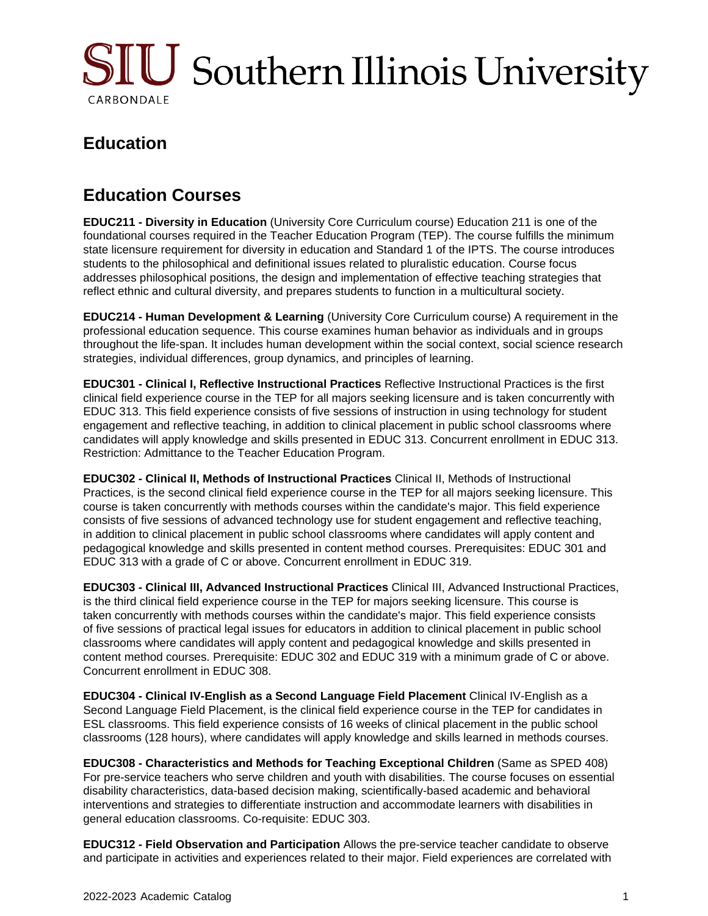SIU Southern Illinois University
CARBONDALE

# Education

## Education Courses

**EDUC211 - Diversity in Education** (University Core Curriculum course) Education 211 is one of the foundational courses required in the Teacher Education Program (TEP). The course fulfills the minimum state licensure requirement for diversity in education and Standard 1 of the IPTS. The course introduces students to the philosophical and definitional issues related to pluralistic education. Course focus addresses philosophical positions, the design and implementation of effective teaching strategies that reflect ethnic and cultural diversity, and prepares students to function in a multicultural society.

**EDUC214 - Human Development & Learning** (University Core Curriculum course) A requirement in the professional education sequence. This course examines human behavior as individuals and in groups throughout the life-span. It includes human development within the social context, social science research strategies, individual differences, group dynamics, and principles of learning.

**EDUC301 - Clinical I, Reflective Instructional Practices** Reflective Instructional Practices is the first clinical field experience course in the TEP for all majors seeking licensure and is taken concurrently with EDUC 313. This field experience consists of five sessions of instruction in using technology for student engagement and reflective teaching, in addition to clinical placement in public school classrooms where candidates will apply knowledge and skills presented in EDUC 313. Concurrent enrollment in EDUC 313. Restriction: Admittance to the Teacher Education Program.

**EDUC302 - Clinical II, Methods of Instructional Practices** Clinical II, Methods of Instructional Practices, is the second clinical field experience course in the TEP for all majors seeking licensure. This course is taken concurrently with methods courses within the candidate's major. This field experience consists of five sessions of advanced technology use for student engagement and reflective teaching, in addition to clinical placement in public school classrooms where candidates will apply content and pedagogical knowledge and skills presented in content method courses. Prerequisites: EDUC 301 and EDUC 313 with a grade of C or above. Concurrent enrollment in EDUC 319.

**EDUC303 - Clinical III, Advanced Instructional Practices** Clinical III, Advanced Instructional Practices, is the third clinical field experience course in the TEP for majors seeking licensure. This course is taken concurrently with methods courses within the candidate's major. This field experience consists of five sessions of practical legal issues for educators in addition to clinical placement in public school classrooms where candidates will apply content and pedagogical knowledge and skills presented in content method courses. Prerequisite: EDUC 302 and EDUC 319 with a minimum grade of C or above. Concurrent enrollment in EDUC 308.

**EDUC304 - Clinical IV-English as a Second Language Field Placement** Clinical IV-English as a Second Language Field Placement, is the clinical field experience course in the TEP for candidates in ESL classrooms. This field experience consists of 16 weeks of clinical placement in the public school classrooms (128 hours), where candidates will apply knowledge and skills learned in methods courses.

**EDUC308 - Characteristics and Methods for Teaching Exceptional Children** (Same as SPED 408) For pre-service teachers who serve children and youth with disabilities. The course focuses on essential disability characteristics, data-based decision making, scientifically-based academic and behavioral interventions and strategies to differentiate instruction and accommodate learners with disabilities in general education classrooms. Co-requisite: EDUC 303.

**EDUC312 - Field Observation and Participation** Allows the pre-service teacher candidate to observe and participate in activities and experiences related to their major. Field experiences are correlated with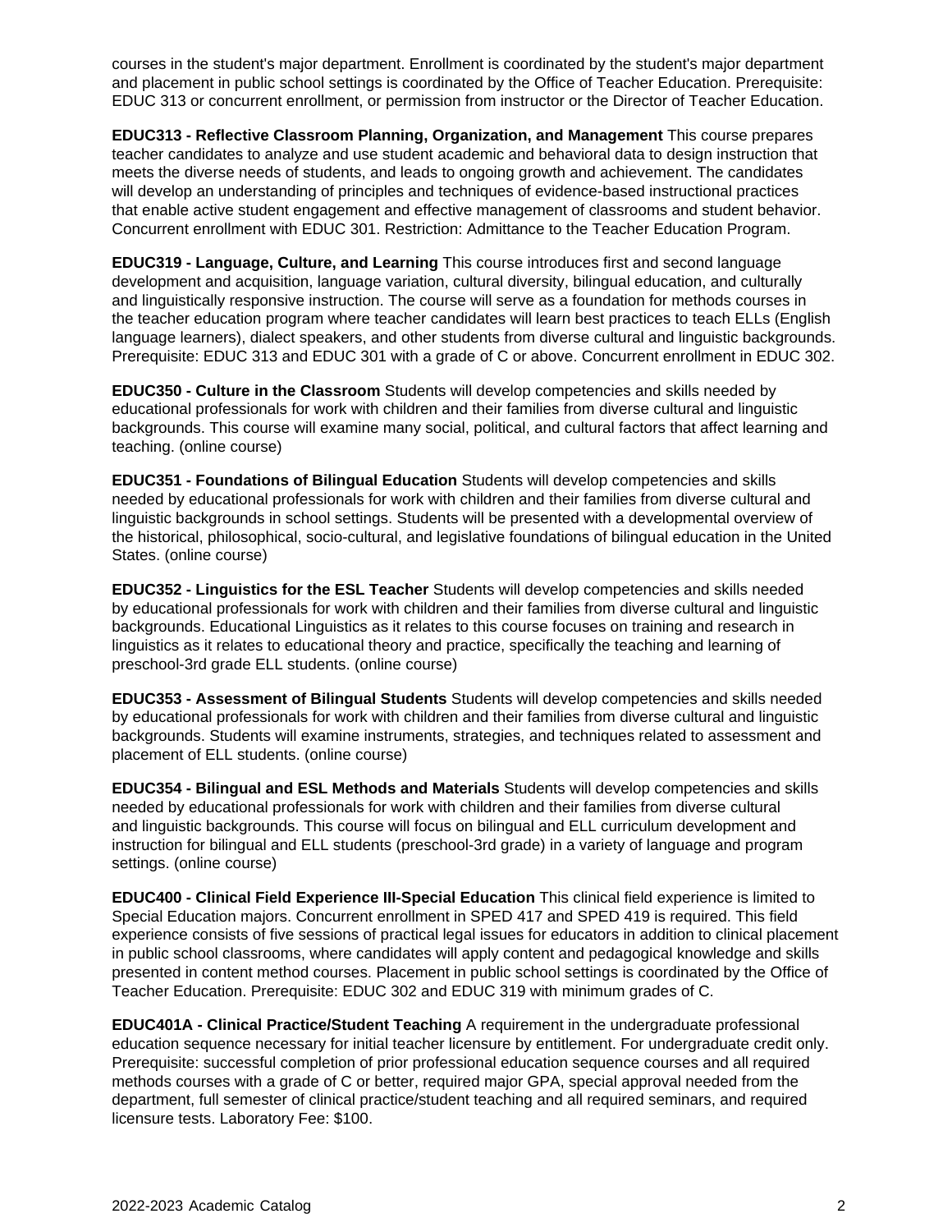courses in the student's major department. Enrollment is coordinated by the student's major department and placement in public school settings is coordinated by the Office of Teacher Education. Prerequisite: EDUC 313 or concurrent enrollment, or permission from instructor or the Director of Teacher Education.

**EDUC313 - Reflective Classroom Planning, Organization, and Management** This course prepares teacher candidates to analyze and use student academic and behavioral data to design instruction that meets the diverse needs of students, and leads to ongoing growth and achievement. The candidates will develop an understanding of principles and techniques of evidence-based instructional practices that enable active student engagement and effective management of classrooms and student behavior. Concurrent enrollment with EDUC 301. Restriction: Admittance to the Teacher Education Program.

**EDUC319 - Language, Culture, and Learning** This course introduces first and second language development and acquisition, language variation, cultural diversity, bilingual education, and culturally and linguistically responsive instruction. The course will serve as a foundation for methods courses in the teacher education program where teacher candidates will learn best practices to teach ELLs (English language learners), dialect speakers, and other students from diverse cultural and linguistic backgrounds. Prerequisite: EDUC 313 and EDUC 301 with a grade of C or above. Concurrent enrollment in EDUC 302.

**EDUC350 - Culture in the Classroom** Students will develop competencies and skills needed by educational professionals for work with children and their families from diverse cultural and linguistic backgrounds. This course will examine many social, political, and cultural factors that affect learning and teaching. (online course)

**EDUC351 - Foundations of Bilingual Education** Students will develop competencies and skills needed by educational professionals for work with children and their families from diverse cultural and linguistic backgrounds in school settings. Students will be presented with a developmental overview of the historical, philosophical, socio-cultural, and legislative foundations of bilingual education in the United States. (online course)

**EDUC352 - Linguistics for the ESL Teacher** Students will develop competencies and skills needed by educational professionals for work with children and their families from diverse cultural and linguistic backgrounds. Educational Linguistics as it relates to this course focuses on training and research in linguistics as it relates to educational theory and practice, specifically the teaching and learning of preschool-3rd grade ELL students. (online course)

**EDUC353 - Assessment of Bilingual Students** Students will develop competencies and skills needed by educational professionals for work with children and their families from diverse cultural and linguistic backgrounds. Students will examine instruments, strategies, and techniques related to assessment and placement of ELL students. (online course)

**EDUC354 - Bilingual and ESL Methods and Materials** Students will develop competencies and skills needed by educational professionals for work with children and their families from diverse cultural and linguistic backgrounds. This course will focus on bilingual and ELL curriculum development and instruction for bilingual and ELL students (preschool-3rd grade) in a variety of language and program settings. (online course)

**EDUC400 - Clinical Field Experience III-Special Education** This clinical field experience is limited to Special Education majors. Concurrent enrollment in SPED 417 and SPED 419 is required. This field experience consists of five sessions of practical legal issues for educators in addition to clinical placement in public school classrooms, where candidates will apply content and pedagogical knowledge and skills presented in content method courses. Placement in public school settings is coordinated by the Office of Teacher Education. Prerequisite: EDUC 302 and EDUC 319 with minimum grades of C.

**EDUC401A - Clinical Practice/Student Teaching** A requirement in the undergraduate professional education sequence necessary for initial teacher licensure by entitlement. For undergraduate credit only. Prerequisite: successful completion of prior professional education sequence courses and all required methods courses with a grade of C or better, required major GPA, special approval needed from the department, full semester of clinical practice/student teaching and all required seminars, and required licensure tests. Laboratory Fee: $100.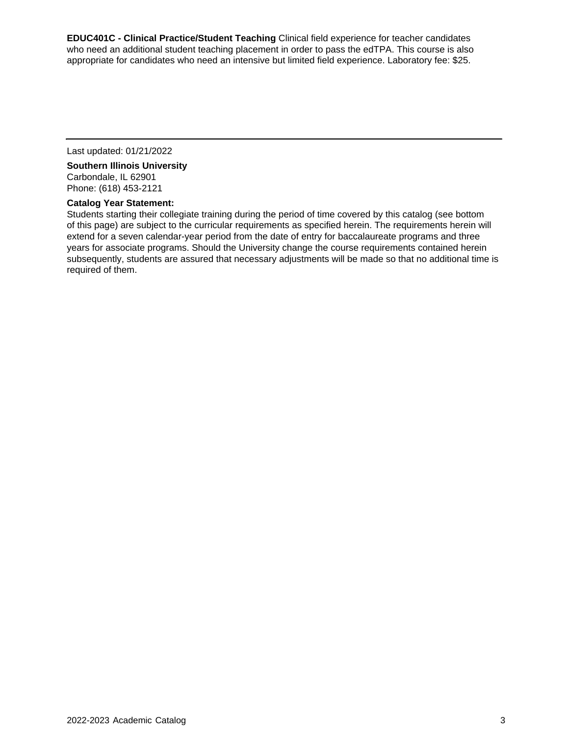**EDUC401C - Clinical Practice/Student Teaching** Clinical field experience for teacher candidates who need an additional student teaching placement in order to pass the edTPA. This course is also appropriate for candidates who need an intensive but limited field experience. Laboratory fee: $25.

---

Last updated: 01/21/2022

**Southern Illinois University**
Carbondale, IL 62901
Phone: (618) 453-2121

**Catalog Year Statement:**
Students starting their collegiate training during the period of time covered by this catalog (see bottom of this page) are subject to the curricular requirements as specified herein. The requirements herein will extend for a seven calendar-year period from the date of entry for baccalaureate programs and three years for associate programs. Should the University change the course requirements contained herein subsequently, students are assured that necessary adjustments will be made so that no additional time is required of them.

2022-2023 Academic Catalog